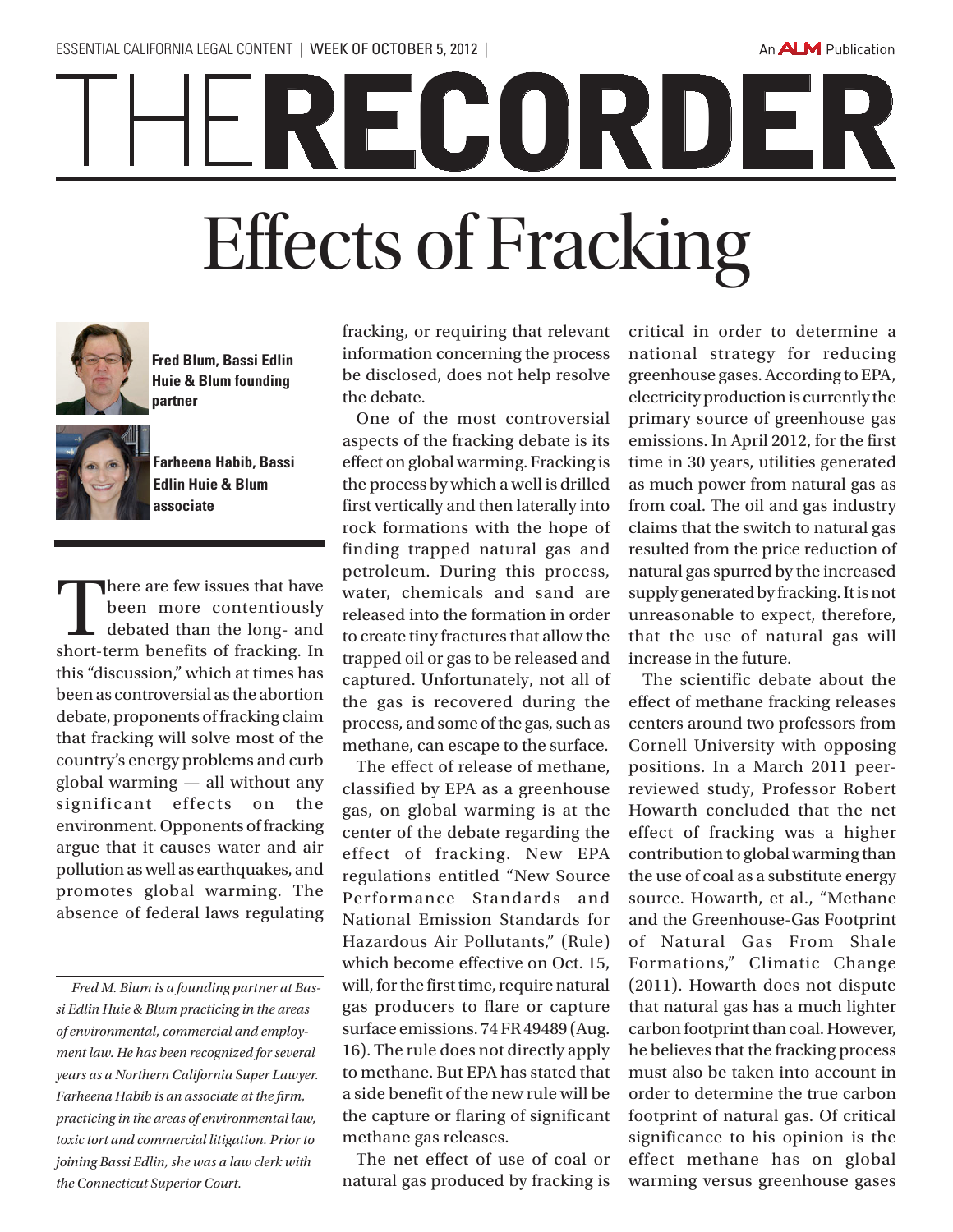# Effects of Fracking

**Fred Blum, Bassi Edlin Huie & Blum founding partner**

**Farheena Habib, Bassi Edlin Huie & Blum associate**

There are few issues that have been more contentiously debated than the long- and short-term benefits of fracking. In this "discussion," which at times has been as controversial as the abortion debate, proponents of fracking claim that fracking will solve most of the country's energy problems and curb global warming — all without any significant effects on the environment. Opponents of fracking argue that it causes water and air pollution as well as earthquakes, and promotes global warming. The absence of federal laws regulating fracking, or requiring that relevant information concerning the process be disclosed, does not help resolve the debate.

One of the most controversial aspects of the fracking debate is its effect on global warming. Fracking is the process by which a well is drilled first vertically and then laterally into rock formations with the hope of finding trapped natural gas and petroleum. During this process, water, chemicals and sand are released into the formation in order to create tiny fractures that allow the trapped oil or gas to be released and captured. Unfortunately, not all of the gas is recovered during the process, and some of the gas, such as methane, can escape to the surface.

The effect of release of methane, classified by EPA as a greenhouse gas, on global warming is at the center of the debate regarding the effect of fracking. New EPA regulations entitled "New Source Performance Standards and National Emission Standards for Hazardous Air Pollutants," (Rule) which become effective on Oct. 15, will, for the first time, require natural gas producers to flare or capture surface emissions. 74 FR 49489 (Aug. 16). The rule does not directly apply to methane. But EPA has stated that a side benefit of the new rule will be the capture or flaring of significant methane gas releases.

The net effect of use of coal or natural gas produced by fracking is critical in order to determine a national strategy for reducing greenhouse gases. According to EPA, electricity production is currently the primary source of greenhouse gas emissions. In April 2012, for the first time in 30 years, utilities generated as much power from natural gas as from coal. The oil and gas industry claims that the switch to natural gas resulted from the price reduction of natural gas spurred by the increased supply generated by fracking. It is not unreasonable to expect, therefore, that the use of natural gas will increase in the future.

The scientific debate about the effect of methane fracking releases centers around two professors from Cornell University with opposing positions. In a March 2011 peer-reviewed study, Professor Robert Howarth concluded that the net effect of fracking was a higher contribution to global warming than the use of coal as a substitute energy source. Howarth, et al., "Methane and the Greenhouse-Gas Footprint of Natural Gas From Shale Formations," Climatic Change (2011). Howarth does not dispute that natural gas has a much lighter carbon footprint than coal. However, he believes that the fracking process must also be taken into account in order to determine the true carbon footprint of natural gas. Of critical significance to his opinion is the effect methane has on global warming versus greenhouse gases

*Fred M. Blum is a founding partner at Bassi Edlin Huie & Blum practicing in the areas of environmental, commercial and employment law. He has been recognized for several years as a Northern California Super Lawyer. Farheena Habib is an associate at the firm, practicing in the areas of environmental law, toxic tort and commercial litigation. Prior to joining Bassi Edlin, she was a law clerk with the Connecticut Superior Court.*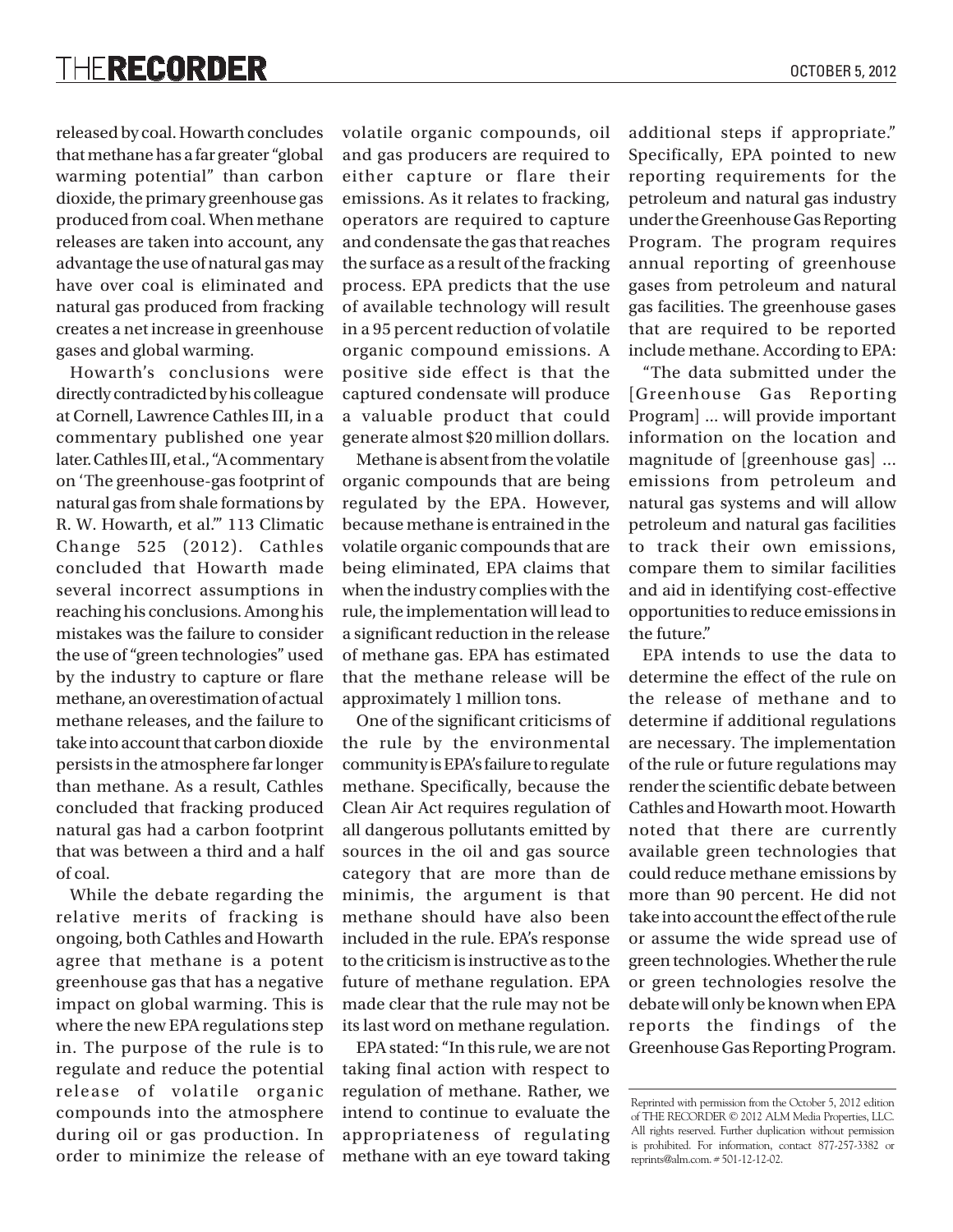released by coal. Howarth concludes that methane has a far greater "global warming potential" than carbon dioxide, the primary greenhouse gas produced from coal. When methane releases are taken into account, any advantage the use of natural gas may have over coal is eliminated and natural gas produced from fracking creates a net increase in greenhouse gases and global warming.

Howarth's conclusions were directly contradicted by his colleague at Cornell, Lawrence Cathles III, in a commentary published one year later. Cathles III, et al., "A commentary on 'The greenhouse-gas footprint of natural gas from shale formations by R. W. Howarth, et al.'" 113 Climatic Change 525 (2012). Cathles concluded that Howarth made several incorrect assumptions in reaching his conclusions. Among his mistakes was the failure to consider the use of "green technologies" used by the industry to capture or flare methane, an overestimation of actual methane releases, and the failure to take into account that carbon dioxide persists in the atmosphere far longer than methane. As a result, Cathles concluded that fracking produced natural gas had a carbon footprint that was between a third and a half of coal.

While the debate regarding the relative merits of fracking is ongoing, both Cathles and Howarth agree that methane is a potent greenhouse gas that has a negative impact on global warming. This is where the new EPA regulations step in. The purpose of the rule is to regulate and reduce the potential release of volatile organic compounds into the atmosphere during oil or gas production. In order to minimize the release of volatile organic compounds, oil and gas producers are required to either capture or flare their emissions. As it relates to fracking, operators are required to capture and condensate the gas that reaches the surface as a result of the fracking process. EPA predicts that the use of available technology will result in a 95 percent reduction of volatile organic compound emissions. A positive side effect is that the captured condensate will produce a valuable product that could generate almost $20 million dollars.

Methane is absent from the volatile organic compounds that are being regulated by the EPA. However, because methane is entrained in the volatile organic compounds that are being eliminated, EPA claims that when the industry complies with the rule, the implementation will lead to a significant reduction in the release of methane gas. EPA has estimated that the methane release will be approximately 1 million tons.

One of the significant criticisms of the rule by the environmental community is EPA's failure to regulate methane. Specifically, because the Clean Air Act requires regulation of all dangerous pollutants emitted by sources in the oil and gas source category that are more than de minimis, the argument is that methane should have also been included in the rule. EPA's response to the criticism is instructive as to the future of methane regulation. EPA made clear that the rule may not be its last word on methane regulation.

EPA stated: "In this rule, we are not taking final action with respect to regulation of methane. Rather, we intend to continue to evaluate the appropriateness of regulating methane with an eye toward taking additional steps if appropriate." Specifically, EPA pointed to new reporting requirements for the petroleum and natural gas industry under the Greenhouse Gas Reporting Program. The program requires annual reporting of greenhouse gases from petroleum and natural gas facilities. The greenhouse gases that are required to be reported include methane. According to EPA:

"The data submitted under the [Greenhouse Gas Reporting Program] ... will provide important information on the location and magnitude of [greenhouse gas] ... emissions from petroleum and natural gas systems and will allow petroleum and natural gas facilities to track their own emissions, compare them to similar facilities and aid in identifying cost-effective opportunities to reduce emissions in the future."

EPA intends to use the data to determine the effect of the rule on the release of methane and to determine if additional regulations are necessary. The implementation of the rule or future regulations may render the scientific debate between Cathles and Howarth moot. Howarth noted that there are currently available green technologies that could reduce methane emissions by more than 90 percent. He did not take into account the effect of the rule or assume the wide spread use of green technologies. Whether the rule or green technologies resolve the debate will only be known when EPA reports the findings of the Greenhouse Gas Reporting Program.

Reprinted with permission from the October 5, 2012 edition of THE RECORDER © 2012 ALM Media Properties, LLC. All rights reserved. Further duplication without permission is prohibited. For information, contact 877-257-3382 or reprints@alm.com. # 501-12-12-02.